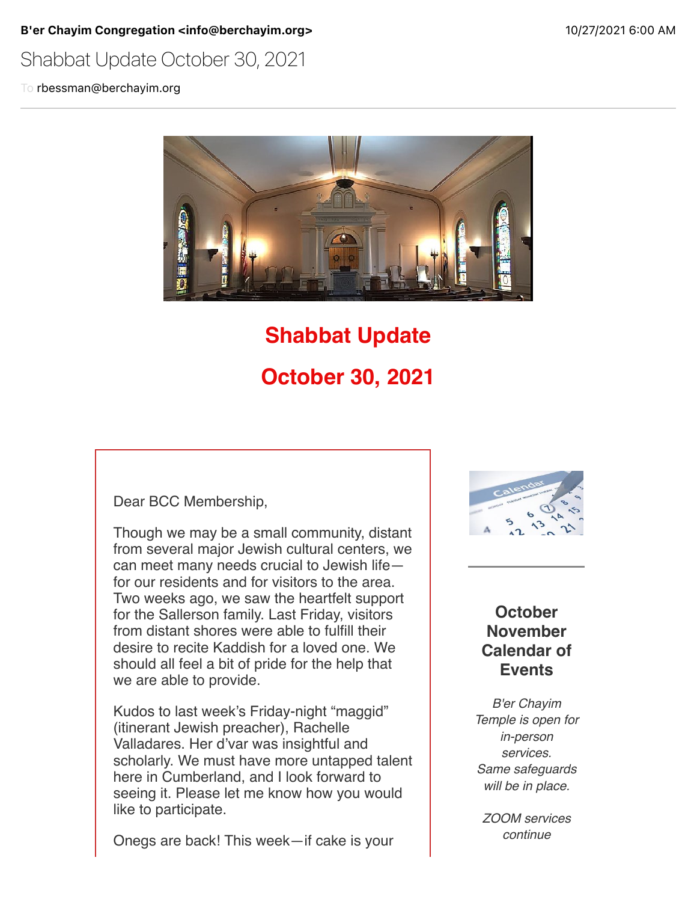**B'er Chayim Congregation <info@berchayim.org>** 10/27/2021 6:00 AM

Shabbat Update October 30, 2021

To rbessman@berchayim.org

# Shabbat Update

# October 30, 2021

Dear BCC Membership,

Though we may be a small community, distant from several major Jewish cultural centers, we can meet many needs crucial to Jewish life—for our residents and for visitors to the area. Two weeks ago, we saw the heartfelt support for the Sallerson family. Last Friday, visitors from distant shores were able to fulfill their desire to recite Kaddish for a loved one. We should all feel a bit of pride for the help that we are able to provide.

Kudos to last week's Friday-night "maggid" (itinerant Jewish preacher), Rachelle Valladares. Her d'var was insightful and scholarly. We must have more untapped talent here in Cumberland, and I look forward to seeing it. Please let me know how you would like to participate.

Onegs are back! This week—if cake is your

### October November Calendar of Events

*B'er Chayim Temple is open for in-person services. Same safeguards will be in place.*

*ZOOM services continue*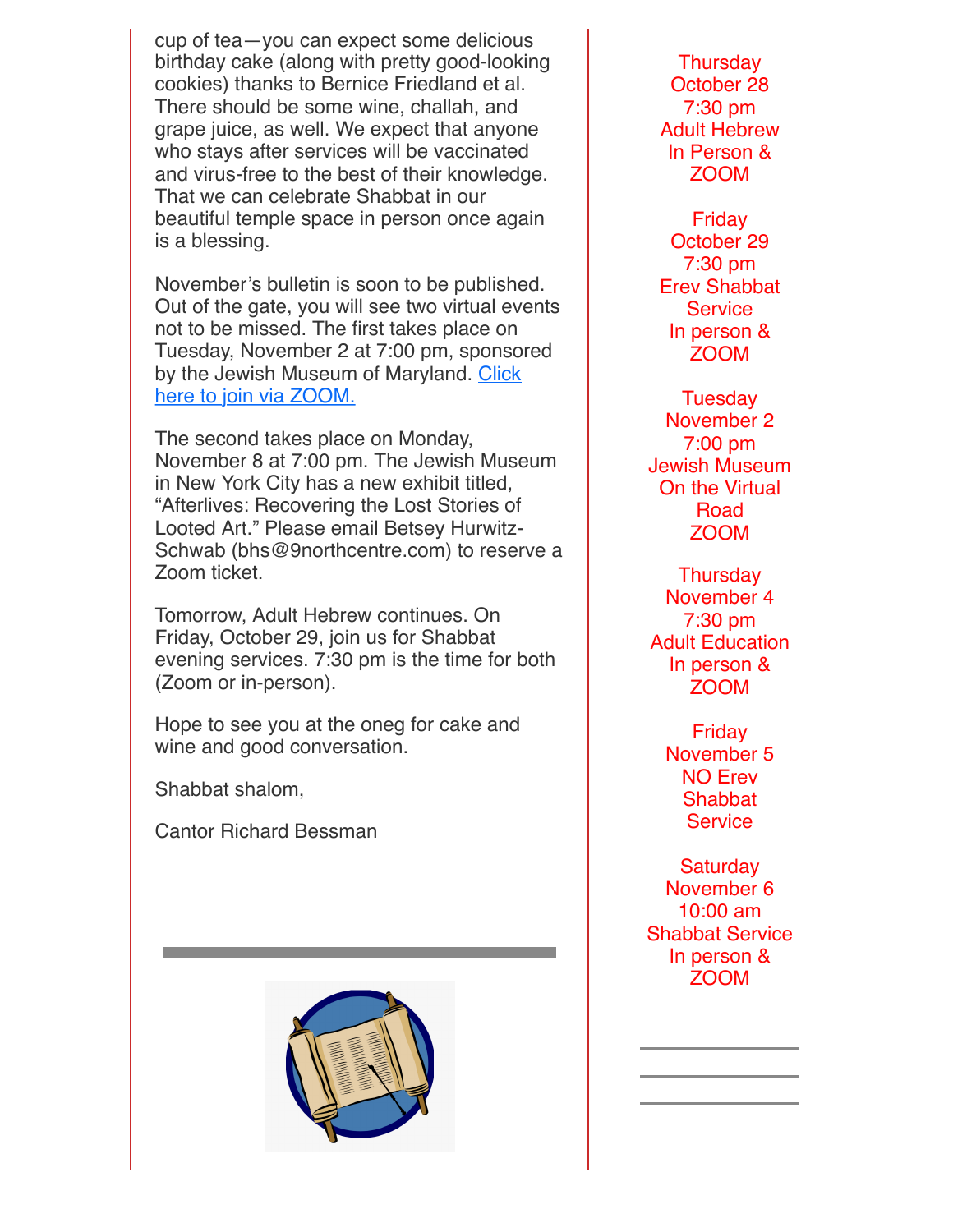cup of tea—you can expect some delicious birthday cake (along with pretty good-looking cookies) thanks to Bernice Friedland et al. There should be some wine, challah, and grape juice, as well. We expect that anyone who stays after services will be vaccinated and virus-free to the best of their knowledge. That we can celebrate Shabbat in our beautiful temple space in person once again is a blessing.

November's bulletin is soon to be published. Out of the gate, you will see two virtual events not to be missed. The first takes place on Tuesday, November 2 at 7:00 pm, sponsored by the Jewish Museum of Maryland. Click here to join via ZOOM.

The second takes place on Monday, November 8 at 7:00 pm. The Jewish Museum in New York City has a new exhibit titled, "Afterlives: Recovering the Lost Stories of Looted Art." Please email Betsey Hurwitz-Schwab (bhs@9northcentre.com) to reserve a Zoom ticket.

Tomorrow, Adult Hebrew continues. On Friday, October 29, join us for Shabbat evening services. 7:30 pm is the time for both (Zoom or in-person).

Hope to see you at the oneg for cake and wine and good conversation.

Shabbat shalom,

Cantor Richard Bessman

---

Thursday
October 28
7:30 pm
Adult Hebrew
In Person &
ZOOM

Friday
October 29
7:30 pm
Erev Shabbat
Service
In person &
ZOOM

Tuesday
November 2
7:00 pm
Jewish Museum
On the Virtual
Road
ZOOM

Thursday
November 4
7:30 pm
Adult Education
In person &
ZOOM

Friday
November 5
NO Erev
Shabbat
Service

Saturday
November 6
10:00 am
Shabbat Service
In person &
ZOOM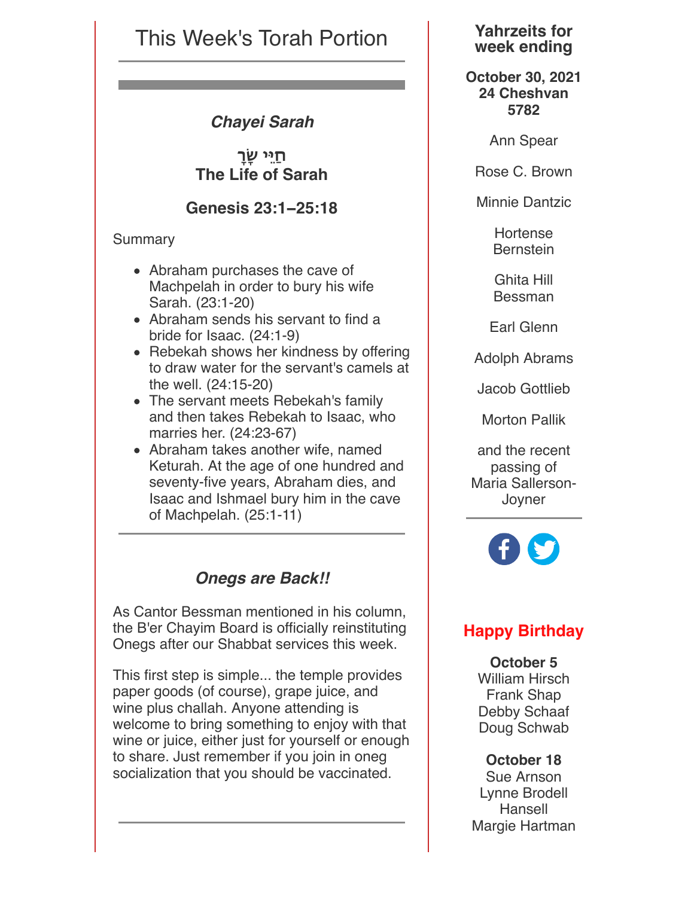# This Week's Torah Portion

### *Chayei Sarah*

### חַיֵּי שָׂרָה
### The Life of Sarah

### Genesis 23:1–25:18

Summary

- Abraham purchases the cave of Machpelah in order to bury his wife Sarah. (23:1-20)
- Abraham sends his servant to find a bride for Isaac. (24:1-9)
- Rebekah shows her kindness by offering to draw water for the servant's camels at the well. (24:15-20)
- The servant meets Rebekah's family and then takes Rebekah to Isaac, who marries her. (24:23-67)
- Abraham takes another wife, named Keturah. At the age of one hundred and seventy-five years, Abraham dies, and Isaac and Ishmael bury him in the cave of Machpelah. (25:1-11)

---

### *Onegs are Back!!*

As Cantor Bessman mentioned in his column, the B'er Chayim Board is officially reinstituting Onegs after our Shabbat services this week.

This first step is simple... the temple provides paper goods (of course), grape juice, and wine plus challah. Anyone attending is welcome to bring something to enjoy with that wine or juice, either just for yourself or enough to share. Just remember if you join in oneg socialization that you should be vaccinated.

---

### Yahrzeits for week ending

**October 30, 2021**
**24 Cheshvan 5782**

Ann Spear

Rose C. Brown

Minnie Dantzic

Hortense Bernstein

Ghita Hill Bessman

Earl Glenn

Adolph Abrams

Jacob Gottlieb

Morton Pallik

and the recent passing of Maria Sallerson-Joyner

---

## Happy Birthday

**October 5**
William Hirsch
Frank Shap
Debby Schaaf
Doug Schwab

**October 18**
Sue Arnson
Lynne Brodell Hansell
Margie Hartman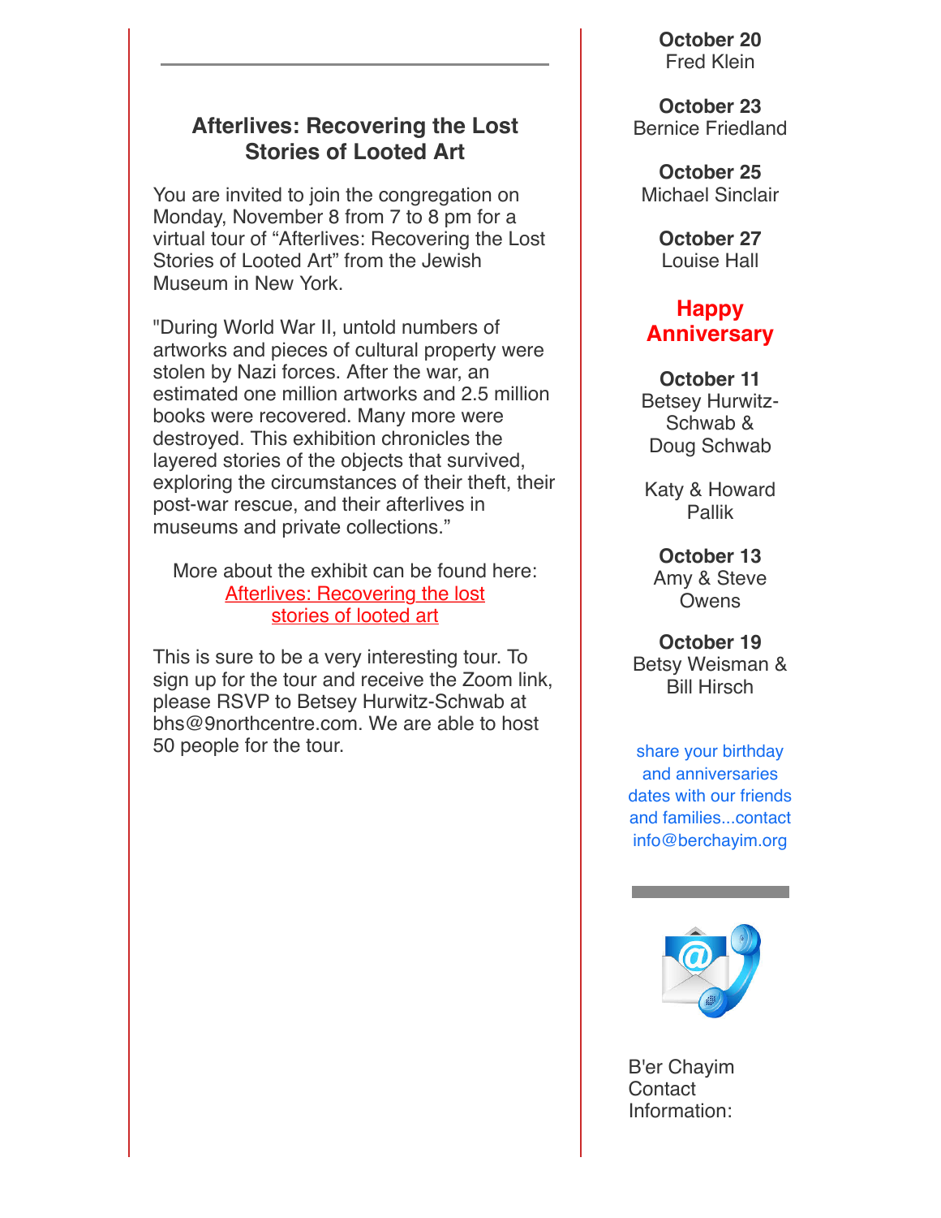## Afterlives: Recovering the Lost Stories of Looted Art

You are invited to join the congregation on Monday, November 8 from 7 to 8 pm for a virtual tour of "Afterlives: Recovering the Lost Stories of Looted Art" from the Jewish Museum in New York.

"During World War II, untold numbers of artworks and pieces of cultural property were stolen by Nazi forces. After the war, an estimated one million artworks and 2.5 million books were recovered. Many more were destroyed. This exhibition chronicles the layered stories of the objects that survived, exploring the circumstances of their theft, their post-war rescue, and their afterlives in museums and private collections."

More about the exhibit can be found here: Afterlives: Recovering the lost stories of looted art

This is sure to be a very interesting tour. To sign up for the tour and receive the Zoom link, please RSVP to Betsey Hurwitz-Schwab at bhs@9northcentre.com. We are able to host 50 people for the tour.

**October 20**
Fred Klein

**October 23**
Bernice Friedland

**October 25**
Michael Sinclair

**October 27**
Louise Hall

## Happy Anniversary

**October 11**
Betsey Hurwitz-Schwab & Doug Schwab

Katy & Howard Pallik

**October 13**
Amy & Steve Owens

**October 19**
Betsy Weisman & Bill Hirsch

share your birthday and anniversaries dates with our friends and families...contact info@berchayim.org

B'er Chayim Contact Information: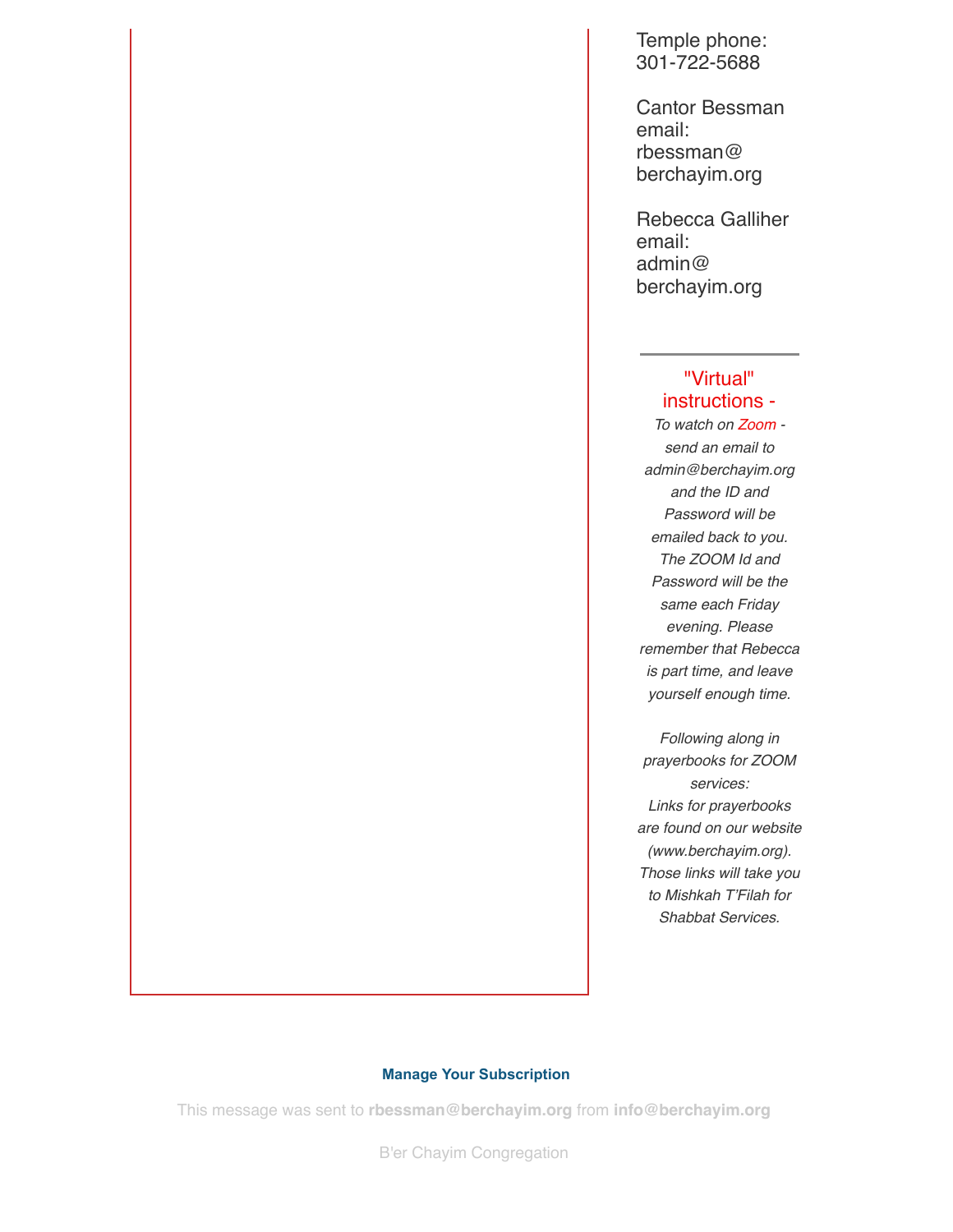Temple phone: 301-722-5688

Cantor Bessman email: rbessman@berchayim.org

Rebecca Galliher email: admin@berchayim.org

---

"Virtual" instructions -

*To watch on Zoom - send an email to admin@berchayim.org and the ID and Password will be emailed back to you. The ZOOM Id and Password will be the same each Friday evening. Please remember that Rebecca is part time, and leave yourself enough time.*

*Following along in prayerbooks for ZOOM services:*
*Links for prayerbooks are found on our website (www.berchayim.org). Those links will take you to Mishkah T'Filah for Shabbat Services.*

**Manage Your Subscription**

This message was sent to **rbessman@berchayim.org** from **info@berchayim.org**

B'er Chayim Congregation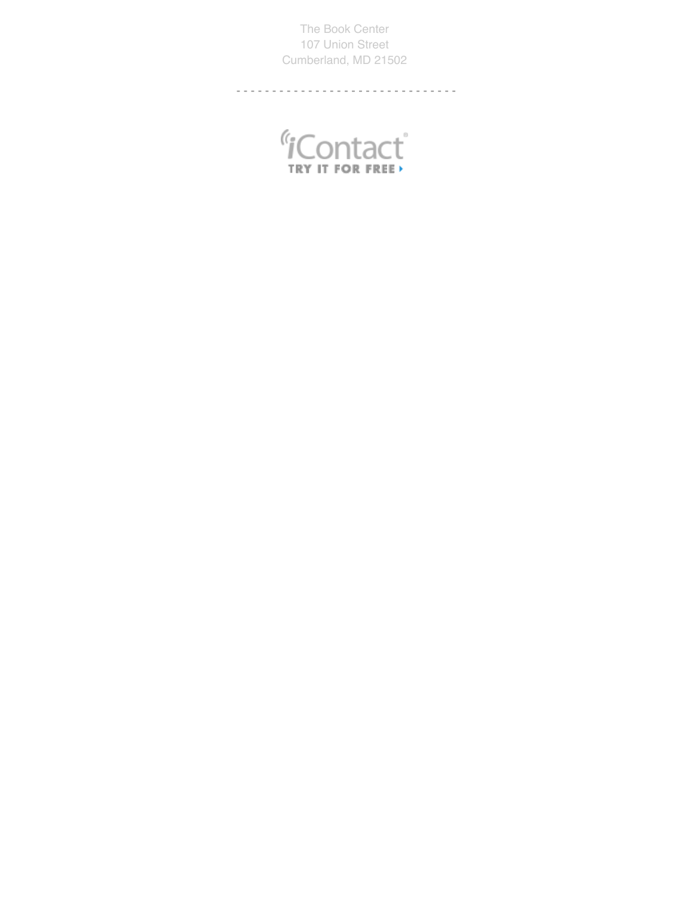The Book Center
107 Union Street
Cumberland, MD 21502

- - - - - - - - - - - - - - - - - - - - - - - - - - - - - - -

iContact®
TRY IT FOR FREE